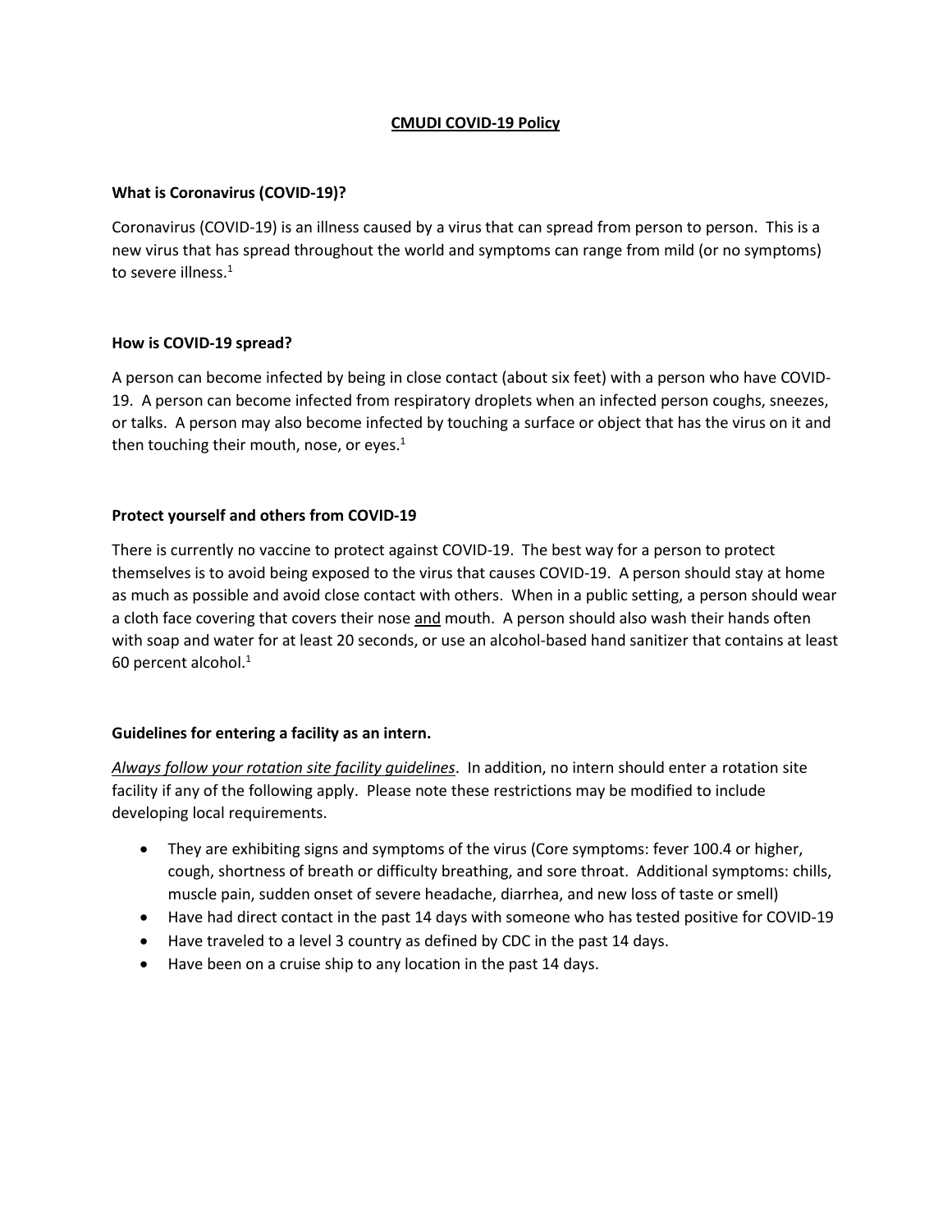# CMUDI COVID-19 Policy

### What is Coronavirus (COVID-19)?

Coronavirus (COVID-19) is an illness caused by a virus that can spread from person to person. This is a new virus that has spread throughout the world and symptoms can range from mild (or no symptoms) to severe illness.[1]

### How is COVID-19 spread?

A person can become infected by being in close contact (about six feet) with a person who have COVID-19. A person can become infected from respiratory droplets when an infected person coughs, sneezes, or talks. A person may also become infected by touching a surface or object that has the virus on it and then touching their mouth, nose, or eyes.[1]

### Protect yourself and others from COVID-19

There is currently no vaccine to protect against COVID-19. The best way for a person to protect themselves is to avoid being exposed to the virus that causes COVID-19. A person should stay at home as much as possible and avoid close contact with others. When in a public setting, a person should wear a cloth face covering that covers their nose <u>and</u> mouth. A person should also wash their hands often with soap and water for at least 20 seconds, or use an alcohol-based hand sanitizer that contains at least 60 percent alcohol.[1]

### Guidelines for entering a facility as an intern.

*<u>Always follow your rotation site facility guidelines</u>*. In addition, no intern should enter a rotation site facility if any of the following apply. Please note these restrictions may be modified to include developing local requirements.

- They are exhibiting signs and symptoms of the virus (Core symptoms: fever 100.4 or higher, cough, shortness of breath or difficulty breathing, and sore throat. Additional symptoms: chills, muscle pain, sudden onset of severe headache, diarrhea, and new loss of taste or smell)
- Have had direct contact in the past 14 days with someone who has tested positive for COVID-19
- Have traveled to a level 3 country as defined by CDC in the past 14 days.
- Have been on a cruise ship to any location in the past 14 days.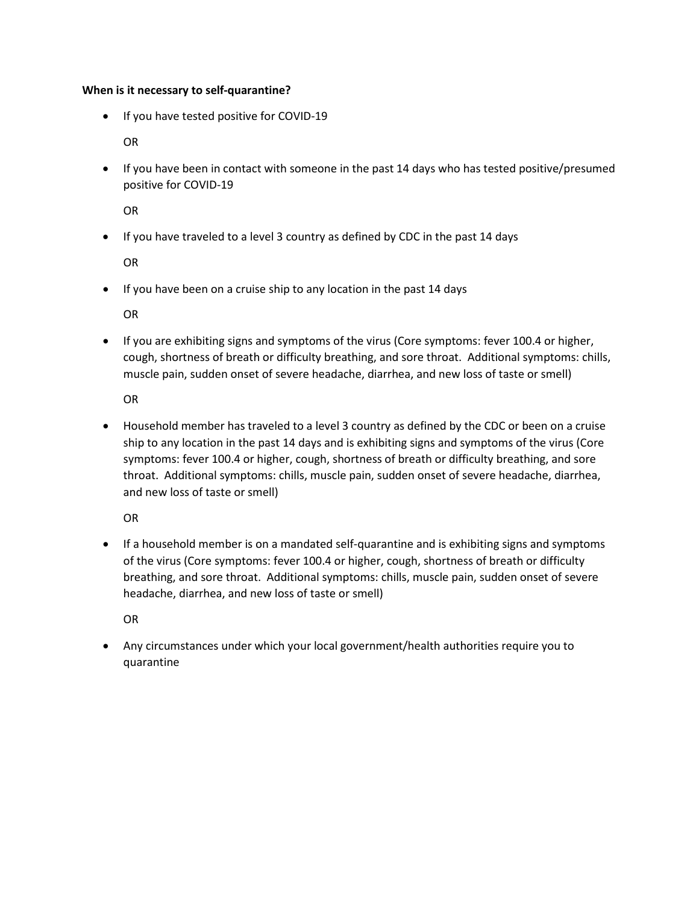**When is it necessary to self-quarantine?**

- If you have tested positive for COVID-19

  OR

- If you have been in contact with someone in the past 14 days who has tested positive/presumed positive for COVID-19

  OR

- If you have traveled to a level 3 country as defined by CDC in the past 14 days

  OR

- If you have been on a cruise ship to any location in the past 14 days

  OR

- If you are exhibiting signs and symptoms of the virus (Core symptoms: fever 100.4 or higher, cough, shortness of breath or difficulty breathing, and sore throat. Additional symptoms: chills, muscle pain, sudden onset of severe headache, diarrhea, and new loss of taste or smell)

  OR

- Household member has traveled to a level 3 country as defined by the CDC or been on a cruise ship to any location in the past 14 days and is exhibiting signs and symptoms of the virus (Core symptoms: fever 100.4 or higher, cough, shortness of breath or difficulty breathing, and sore throat. Additional symptoms: chills, muscle pain, sudden onset of severe headache, diarrhea, and new loss of taste or smell)

  OR

- If a household member is on a mandated self-quarantine and is exhibiting signs and symptoms of the virus (Core symptoms: fever 100.4 or higher, cough, shortness of breath or difficulty breathing, and sore throat. Additional symptoms: chills, muscle pain, sudden onset of severe headache, diarrhea, and new loss of taste or smell)

  OR

- Any circumstances under which your local government/health authorities require you to quarantine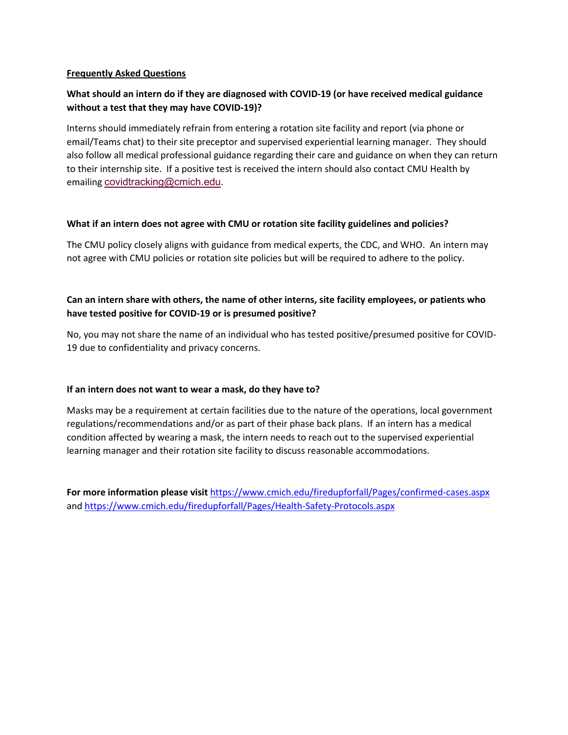## Frequently Asked Questions

**What should an intern do if they are diagnosed with COVID-19 (or have received medical guidance without a test that they may have COVID-19)?**

Interns should immediately refrain from entering a rotation site facility and report (via phone or email/Teams chat) to their site preceptor and supervised experiential learning manager. They should also follow all medical professional guidance regarding their care and guidance on when they can return to their internship site. If a positive test is received the intern should also contact CMU Health by emailing covidtracking@cmich.edu.

**What if an intern does not agree with CMU or rotation site facility guidelines and policies?**

The CMU policy closely aligns with guidance from medical experts, the CDC, and WHO. An intern may not agree with CMU policies or rotation site policies but will be required to adhere to the policy.

**Can an intern share with others, the name of other interns, site facility employees, or patients who have tested positive for COVID-19 or is presumed positive?**

No, you may not share the name of an individual who has tested positive/presumed positive for COVID-19 due to confidentiality and privacy concerns.

**If an intern does not want to wear a mask, do they have to?**

Masks may be a requirement at certain facilities due to the nature of the operations, local government regulations/recommendations and/or as part of their phase back plans. If an intern has a medical condition affected by wearing a mask, the intern needs to reach out to the supervised experiential learning manager and their rotation site facility to discuss reasonable accommodations.

**For more information please visit** https://www.cmich.edu/firedupforfall/Pages/confirmed-cases.aspx and https://www.cmich.edu/firedupforfall/Pages/Health-Safety-Protocols.aspx